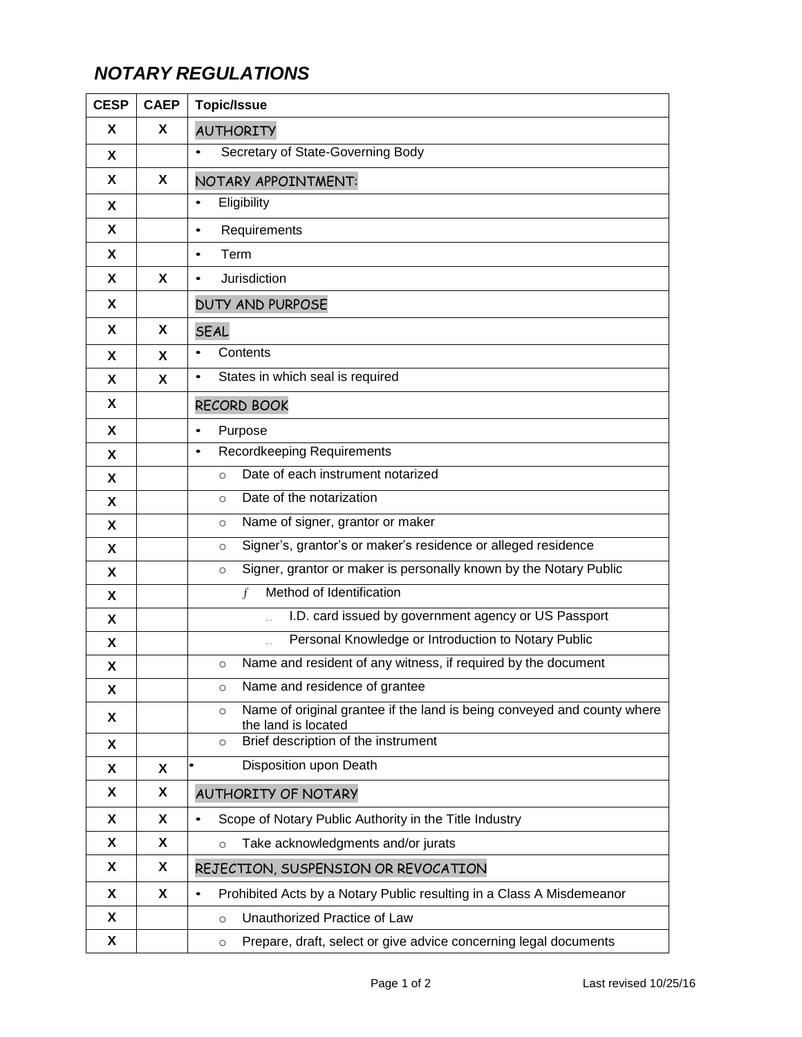# *NOTARY REGULATIONS*

| CESP | CAEP | Topic/Issue |
|---|---|---|
| X | X | AUTHORITY |
| X | | • Secretary of State-Governing Body |
| X | X | NOTARY APPOINTMENT: |
| X | | • Eligibility |
| X | | • Requirements |
| X | | • Term |
| X | X | • Jurisdiction |
| X | | DUTY AND PURPOSE |
| X | X | SEAL |
| X | X | • Contents |
| X | X | • States in which seal is required |
| X | | RECORD BOOK |
| X | | • Purpose |
| X | | • Recordkeeping Requirements |
| X | | ○ Date of each instrument notarized |
| X | | ○ Date of the notarization |
| X | | ○ Name of signer, grantor or maker |
| X | | ○ Signer's, grantor's or maker's residence or alleged residence |
| X | | ○ Signer, grantor or maker is personally known by the Notary Public |
| X | | ▪ Method of Identification |
| X | | … I.D. card issued by government agency or US Passport |
| X | | … Personal Knowledge or Introduction to Notary Public |
| X | | ○ Name and resident of any witness, if required by the document |
| X | | ○ Name and residence of grantee |
| X | | ○ Name of original grantee if the land is being conveyed and county where the land is located |
| X | | ○ Brief description of the instrument |
| X | X | • Disposition upon Death |
| X | X | AUTHORITY OF NOTARY |
| X | X | • Scope of Notary Public Authority in the Title Industry |
| X | X | ○ Take acknowledgments and/or jurats |
| X | X | REJECTION, SUSPENSION OR REVOCATION |
| X | X | • Prohibited Acts by a Notary Public resulting in a Class A Misdemeanor |
| X | | ○ Unauthorized Practice of Law |
| X | | ○ Prepare, draft, select or give advice concerning legal documents |

Last revised 10/25/16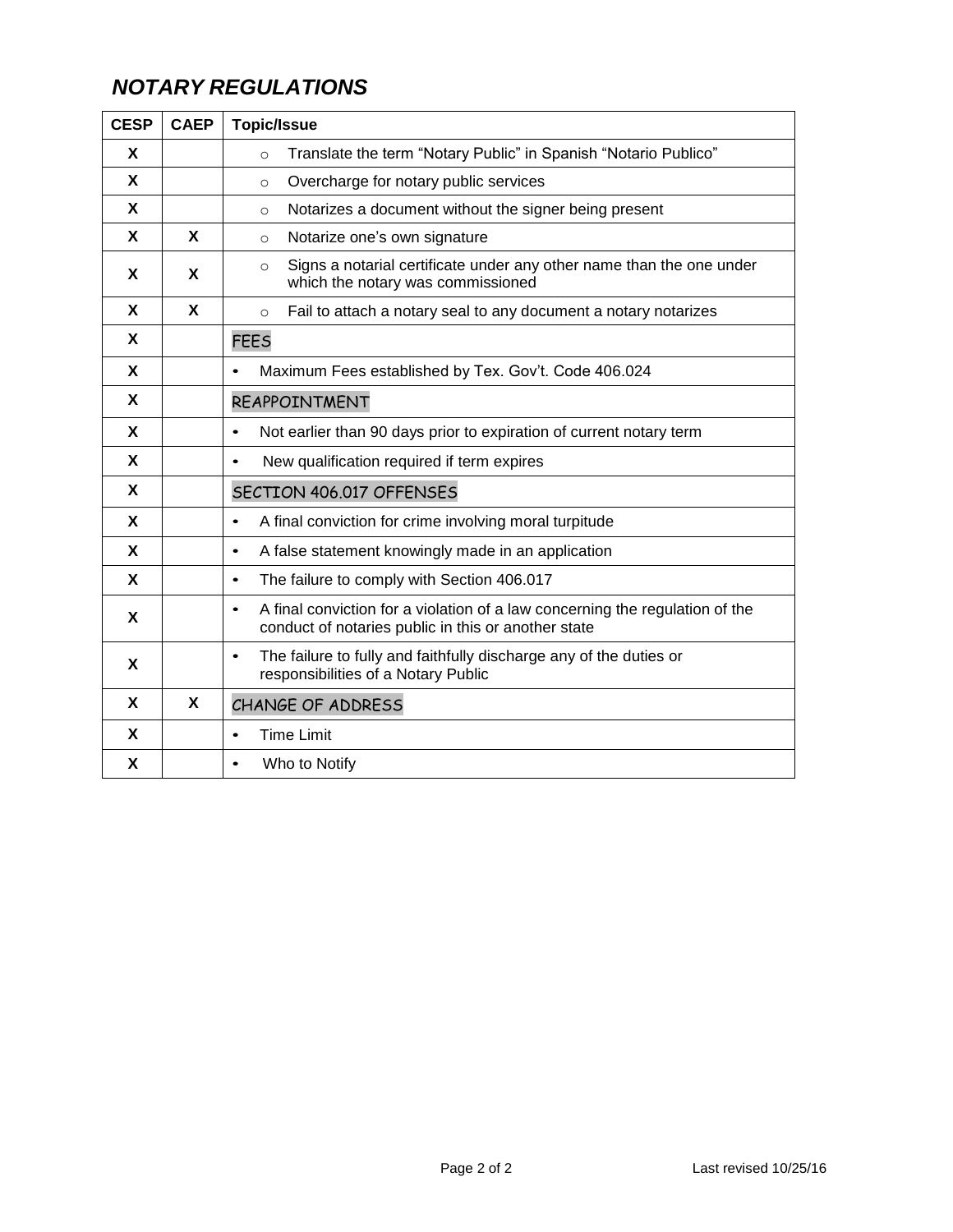## *NOTARY REGULATIONS*

| CESP | CAEP | Topic/Issue |
|---|---|---|
| X | | ○ Translate the term “Notary Public” in Spanish “Notario Publico” |
| X | | ○ Overcharge for notary public services |
| X | | ○ Notarizes a document without the signer being present |
| X | X | ○ Notarize one’s own signature |
| X | X | ○ Signs a notarial certificate under any other name than the one under which the notary was commissioned |
| X | X | ○ Fail to attach a notary seal to any document a notary notarizes |
| X | | FEES |
| X | | • Maximum Fees established by Tex. Gov’t. Code 406.024 |
| X | | REAPPOINTMENT |
| X | | • Not earlier than 90 days prior to expiration of current notary term |
| X | | • New qualification required if term expires |
| X | | SECTION 406.017 OFFENSES |
| X | | • A final conviction for crime involving moral turpitude |
| X | | • A false statement knowingly made in an application |
| X | | • The failure to comply with Section 406.017 |
| X | | • A final conviction for a violation of a law concerning the regulation of the conduct of notaries public in this or another state |
| X | | • The failure to fully and faithfully discharge any of the duties or responsibilities of a Notary Public |
| X | X | CHANGE OF ADDRESS |
| X | | • Time Limit |
| X | | • Who to Notify |

Last revised 10/25/16